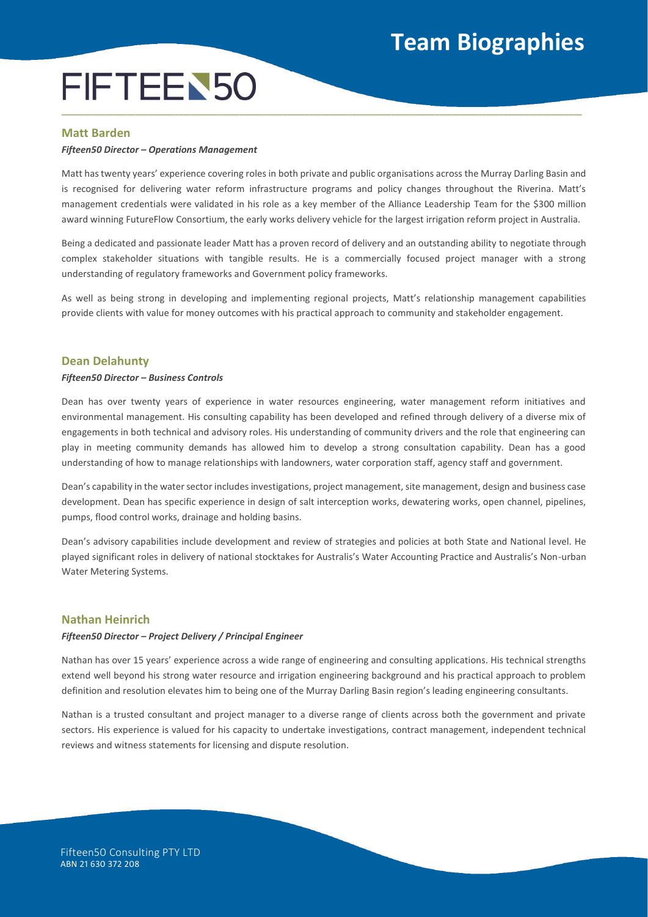# Team Biographies

FIFTEEN50

## Matt Barden

***Fifteen50 Director – Operations Management***

Matt has twenty years' experience covering roles in both private and public organisations across the Murray Darling Basin and is recognised for delivering water reform infrastructure programs and policy changes throughout the Riverina. Matt's management credentials were validated in his role as a key member of the Alliance Leadership Team for the $300 million award winning FutureFlow Consortium, the early works delivery vehicle for the largest irrigation reform project in Australia.

Being a dedicated and passionate leader Matt has a proven record of delivery and an outstanding ability to negotiate through complex stakeholder situations with tangible results. He is a commercially focused project manager with a strong understanding of regulatory frameworks and Government policy frameworks.

As well as being strong in developing and implementing regional projects, Matt's relationship management capabilities provide clients with value for money outcomes with his practical approach to community and stakeholder engagement.

## Dean Delahunty

***Fifteen50 Director – Business Controls***

Dean has over twenty years of experience in water resources engineering, water management reform initiatives and environmental management. His consulting capability has been developed and refined through delivery of a diverse mix of engagements in both technical and advisory roles. His understanding of community drivers and the role that engineering can play in meeting community demands has allowed him to develop a strong consultation capability. Dean has a good understanding of how to manage relationships with landowners, water corporation staff, agency staff and government.

Dean's capability in the water sector includes investigations, project management, site management, design and business case development. Dean has specific experience in design of salt interception works, dewatering works, open channel, pipelines, pumps, flood control works, drainage and holding basins.

Dean's advisory capabilities include development and review of strategies and policies at both State and National level. He played significant roles in delivery of national stocktakes for Australis's Water Accounting Practice and Australis's Non-urban Water Metering Systems.

## Nathan Heinrich

***Fifteen50 Director – Project Delivery / Principal Engineer***

Nathan has over 15 years' experience across a wide range of engineering and consulting applications. His technical strengths extend well beyond his strong water resource and irrigation engineering background and his practical approach to problem definition and resolution elevates him to being one of the Murray Darling Basin region's leading engineering consultants.

Nathan is a trusted consultant and project manager to a diverse range of clients across both the government and private sectors. His experience is valued for his capacity to undertake investigations, contract management, independent technical reviews and witness statements for licensing and dispute resolution.

Fifteen50 Consulting PTY LTD
ABN 21 630 372 208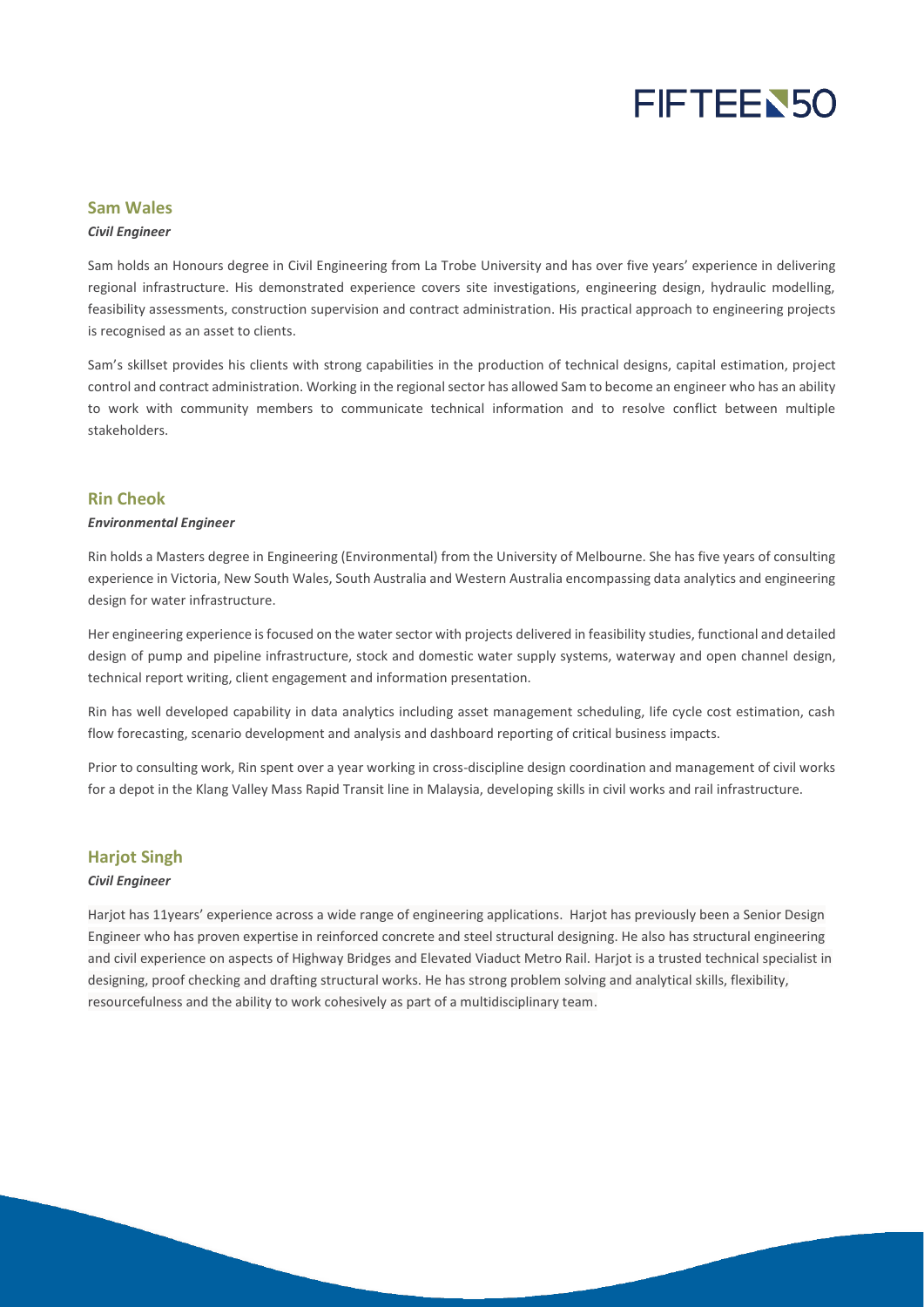## Sam Wales

***Civil Engineer***

Sam holds an Honours degree in Civil Engineering from La Trobe University and has over five years' experience in delivering regional infrastructure. His demonstrated experience covers site investigations, engineering design, hydraulic modelling, feasibility assessments, construction supervision and contract administration. His practical approach to engineering projects is recognised as an asset to clients.

Sam's skillset provides his clients with strong capabilities in the production of technical designs, capital estimation, project control and contract administration. Working in the regional sector has allowed Sam to become an engineer who has an ability to work with community members to communicate technical information and to resolve conflict between multiple stakeholders.

## Rin Cheok

***Environmental Engineer***

Rin holds a Masters degree in Engineering (Environmental) from the University of Melbourne. She has five years of consulting experience in Victoria, New South Wales, South Australia and Western Australia encompassing data analytics and engineering design for water infrastructure.

Her engineering experience is focused on the water sector with projects delivered in feasibility studies, functional and detailed design of pump and pipeline infrastructure, stock and domestic water supply systems, waterway and open channel design, technical report writing, client engagement and information presentation.

Rin has well developed capability in data analytics including asset management scheduling, life cycle cost estimation, cash flow forecasting, scenario development and analysis and dashboard reporting of critical business impacts.

Prior to consulting work, Rin spent over a year working in cross-discipline design coordination and management of civil works for a depot in the Klang Valley Mass Rapid Transit line in Malaysia, developing skills in civil works and rail infrastructure.

## Harjot Singh

***Civil Engineer***

Harjot has 11years' experience across a wide range of engineering applications. Harjot has previously been a Senior Design Engineer who has proven expertise in reinforced concrete and steel structural designing. He also has structural engineering and civil experience on aspects of Highway Bridges and Elevated Viaduct Metro Rail. Harjot is a trusted technical specialist in designing, proof checking and drafting structural works. He has strong problem solving and analytical skills, flexibility, resourcefulness and the ability to work cohesively as part of a multidisciplinary team.